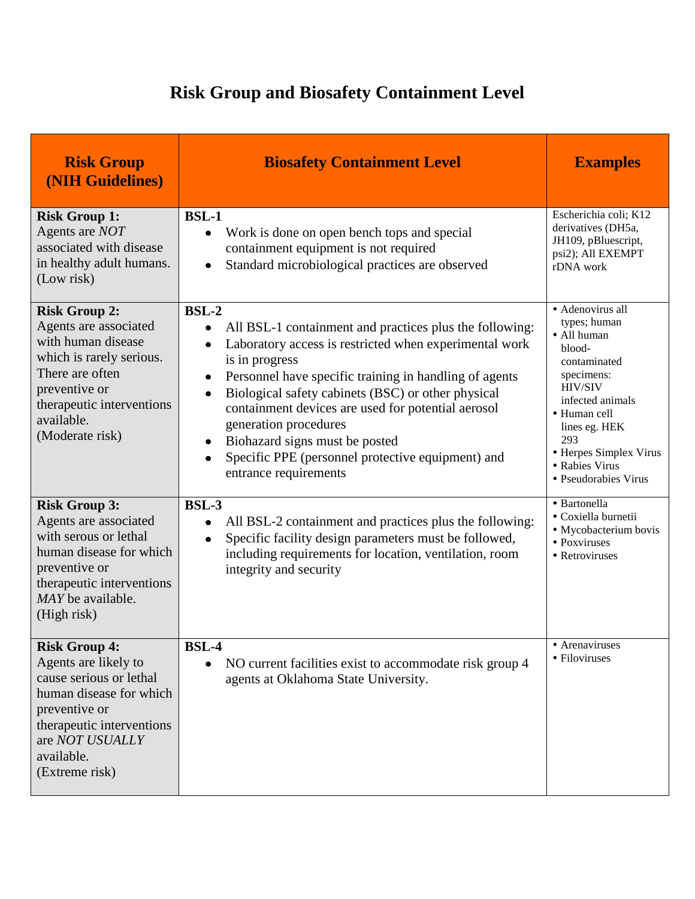# Risk Group and Biosafety Containment Level

| Risk Group (NIH Guidelines) | Biosafety Containment Level | Examples |
|---|---|---|
| **Risk Group 1:** Agents are *NOT* associated with disease in healthy adult humans. (Low risk) | **BSL-1**<br>• Work is done on open bench tops and special containment equipment is not required<br>• Standard microbiological practices are observed | Escherichia coli; K12 derivatives (DH5a, JH109, pBluescript, psi2); All EXEMPT rDNA work |
| **Risk Group 2:** Agents are associated with human disease which is rarely serious. There are often preventive or therapeutic interventions available. (Moderate risk) | **BSL-2**<br>• All BSL-1 containment and practices plus the following:<br>• Laboratory access is restricted when experimental work is in progress<br>• Personnel have specific training in handling of agents<br>• Biological safety cabinets (BSC) or other physical containment devices are used for potential aerosol generation procedures<br>• Biohazard signs must be posted<br>• Specific PPE (personnel protective equipment) and entrance requirements | • Adenovirus all types; human<br>• All human blood-contaminated specimens: HIV/SIV infected animals<br>• Human cell lines eg. HEK 293<br>• Herpes Simplex Virus<br>• Rabies Virus<br>• Pseudorabies Virus |
| **Risk Group 3:** Agents are associated with serous or lethal human disease for which preventive or therapeutic interventions *MAY* be available. (High risk) | **BSL-3**<br>• All BSL-2 containment and practices plus the following:<br>• Specific facility design parameters must be followed, including requirements for location, ventilation, room integrity and security | • Bartonella<br>• Coxiella burnetii<br>• Mycobacterium bovis<br>• Poxviruses<br>• Retroviruses |
| **Risk Group 4:** Agents are likely to cause serious or lethal human disease for which preventive or therapeutic interventions are *NOT USUALLY* available. (Extreme risk) | **BSL-4**<br>• NO current facilities exist to accommodate risk group 4 agents at Oklahoma State University. | • Arenaviruses<br>• Filoviruses |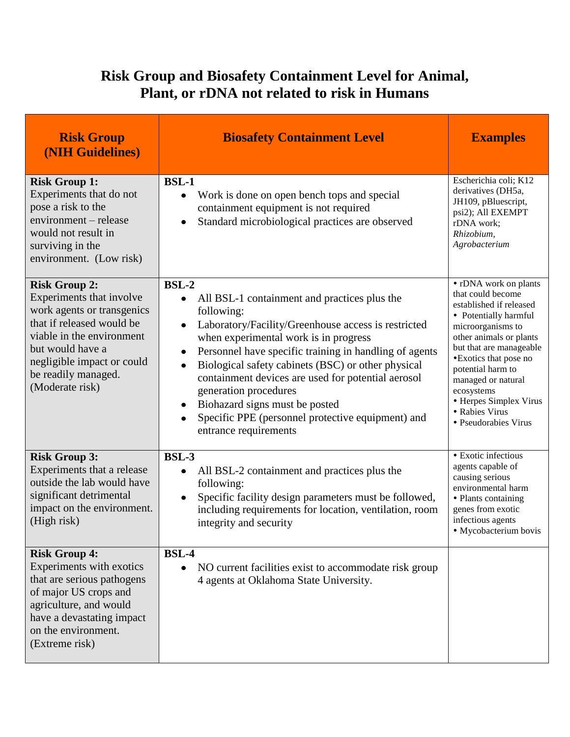# Risk Group and Biosafety Containment Level for Animal, Plant, or rDNA not related to risk in Humans

| Risk Group (NIH Guidelines) | Biosafety Containment Level | Examples |
|---|---|---|
| **Risk Group 1:** Experiments that do not pose a risk to the environment – release would not result in surviving in the environment. (Low risk) | **BSL-1**<br>• Work is done on open bench tops and special containment equipment is not required<br>• Standard microbiological practices are observed | Escherichia coli; K12 derivatives (DH5a, JH109, pBluescript, psi2); All EXEMPT rDNA work; *Rhizobium, Agrobacterium* |
| **Risk Group 2:** Experiments that involve work agents or transgenics that if released would be viable in the environment but would have a negligible impact or could be readily managed. (Moderate risk) | **BSL-2**<br>• All BSL-1 containment and practices plus the following:<br>• Laboratory/Facility/Greenhouse access is restricted when experimental work is in progress<br>• Personnel have specific training in handling of agents<br>• Biological safety cabinets (BSC) or other physical containment devices are used for potential aerosol generation procedures<br>• Biohazard signs must be posted<br>• Specific PPE (personnel protective equipment) and entrance requirements | • rDNA work on plants that could become established if released<br>• Potentially harmful microorganisms to other animals or plants but that are manageable<br>•Exotics that pose no potential harm to managed or natural ecosystems<br>• Herpes Simplex Virus<br>• Rabies Virus<br>• Pseudorabies Virus |
| **Risk Group 3:** Experiments that a release outside the lab would have significant detrimental impact on the environment. (High risk) | **BSL-3**<br>• All BSL-2 containment and practices plus the following:<br>• Specific facility design parameters must be followed, including requirements for location, ventilation, room integrity and security | • Exotic infectious agents capable of causing serious environmental harm<br>• Plants containing genes from exotic infectious agents<br>• Mycobacterium bovis |
| **Risk Group 4:** Experiments with exotics that are serious pathogens of major US crops and agriculture, and would have a devastating impact on the environment. (Extreme risk) | **BSL-4**<br>• NO current facilities exist to accommodate risk group 4 agents at Oklahoma State University. | |